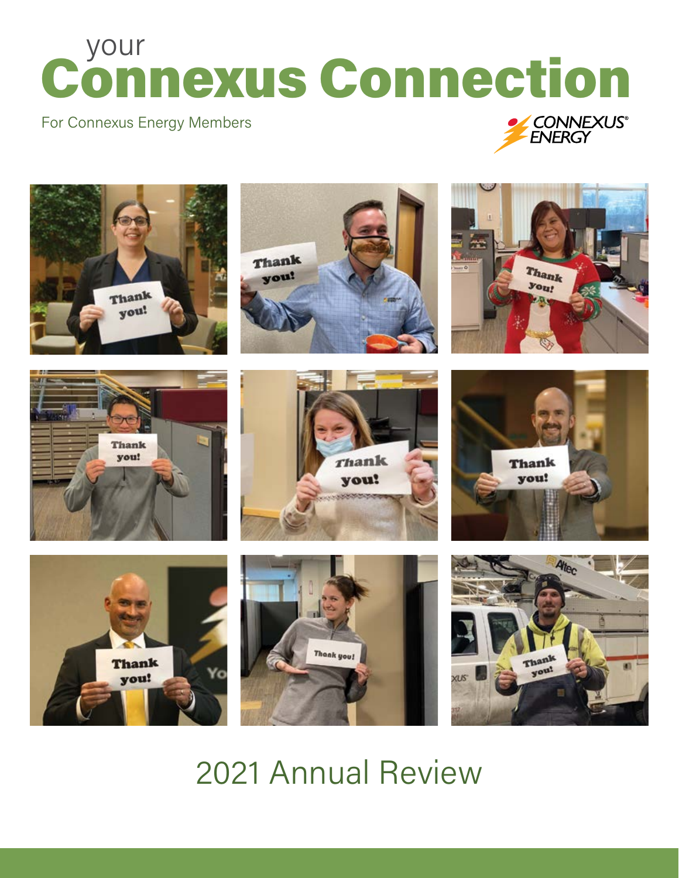# your Connexus Connection

For Connexus Energy Members

## 2021 Annual Review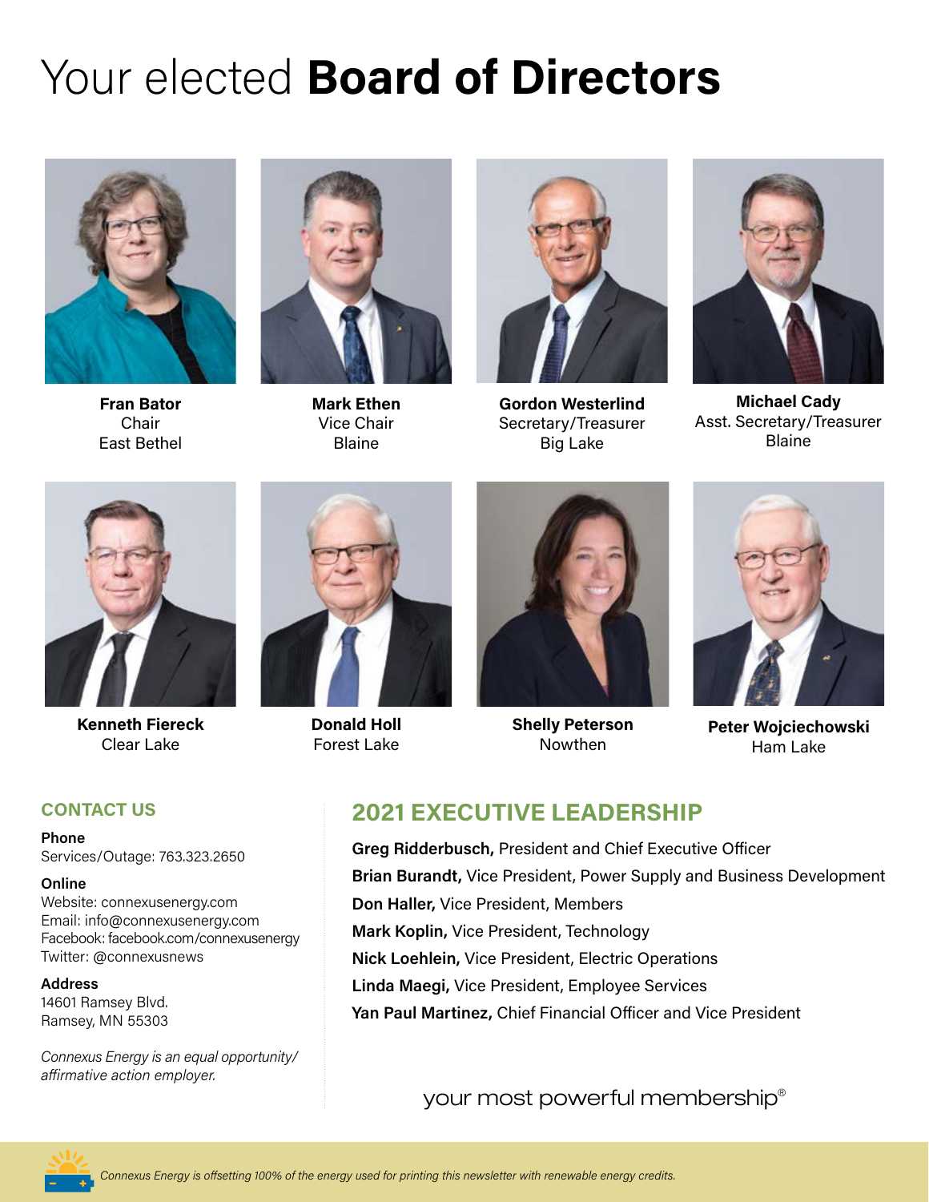# Your elected **Board of Directors**

**Fran Bator**
Chair
East Bethel

**Mark Ethen**
Vice Chair
Blaine

**Gordon Westerlind**
Secretary/Treasurer
Big Lake

**Michael Cady**
Asst. Secretary/Treasurer
Blaine

**Kenneth Fiereck**
Clear Lake

**Donald Holl**
Forest Lake

**Shelly Peterson**
Nowthen

**Peter Wojciechowski**
Ham Lake

## CONTACT US

**Phone**
Services/Outage: 763.323.2650

**Online**
Website: connexusenergy.com
Email: info@connexusenergy.com
Facebook: facebook.com/connexusenergy
Twitter: @connexusnews

**Address**
14601 Ramsey Blvd.
Ramsey, MN 55303

*Connexus Energy is an equal opportunity/ affirmative action employer.*

## 2021 EXECUTIVE LEADERSHIP

**Greg Ridderbusch,** President and Chief Executive Officer
**Brian Burandt,** Vice President, Power Supply and Business Development
**Don Haller,** Vice President, Members
**Mark Koplin,** Vice President, Technology
**Nick Loehlein,** Vice President, Electric Operations
**Linda Maegi,** Vice President, Employee Services
**Yan Paul Martinez,** Chief Financial Officer and Vice President

your most powerful membership®

*Connexus Energy is offsetting 100% of the energy used for printing this newsletter with renewable energy credits.*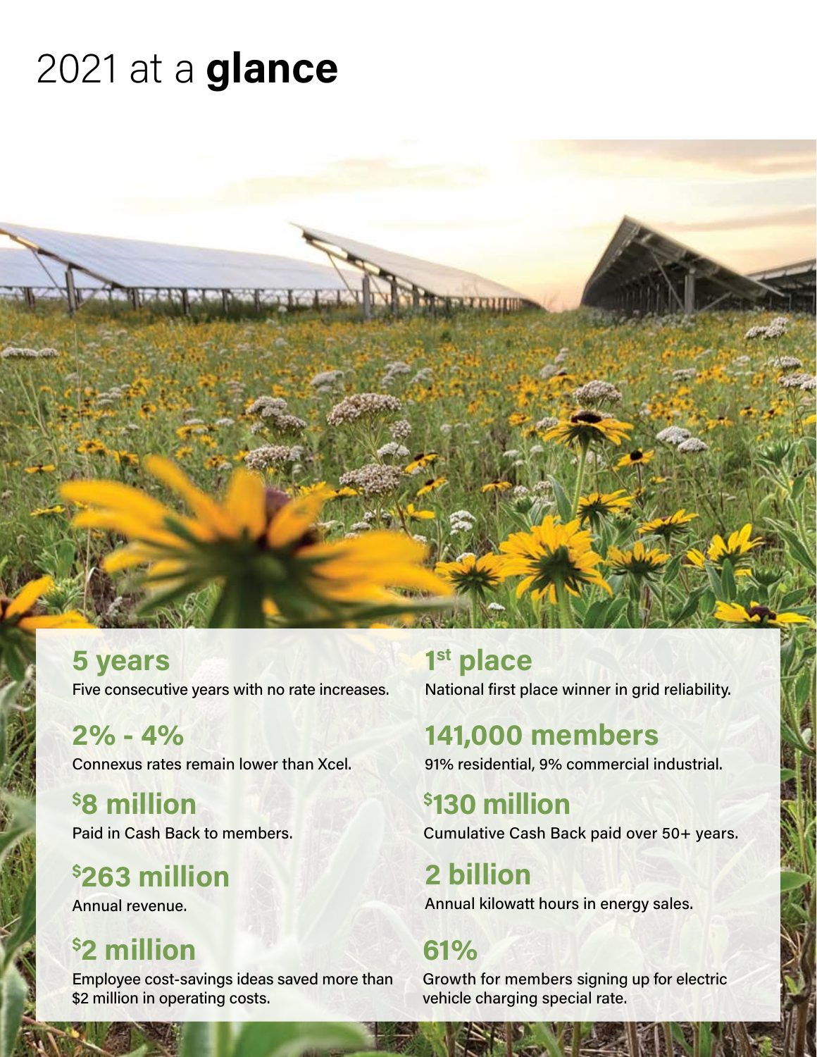# 2021 at a **glance**

**5 years**
Five consecutive years with no rate increases.

**2% - 4%**
Connexus rates remain lower than Xcel.

**$8 million**
Paid in Cash Back to members.

**$263 million**
Annual revenue.

**$2 million**
Employee cost-savings ideas saved more than $2 million in operating costs.

**1st place**
National first place winner in grid reliability.

**141,000 members**
91% residential, 9% commercial industrial.

**$130 million**
Cumulative Cash Back paid over 50+ years.

**2 billion**
Annual kilowatt hours in energy sales.

**61%**
Growth for members signing up for electric vehicle charging special rate.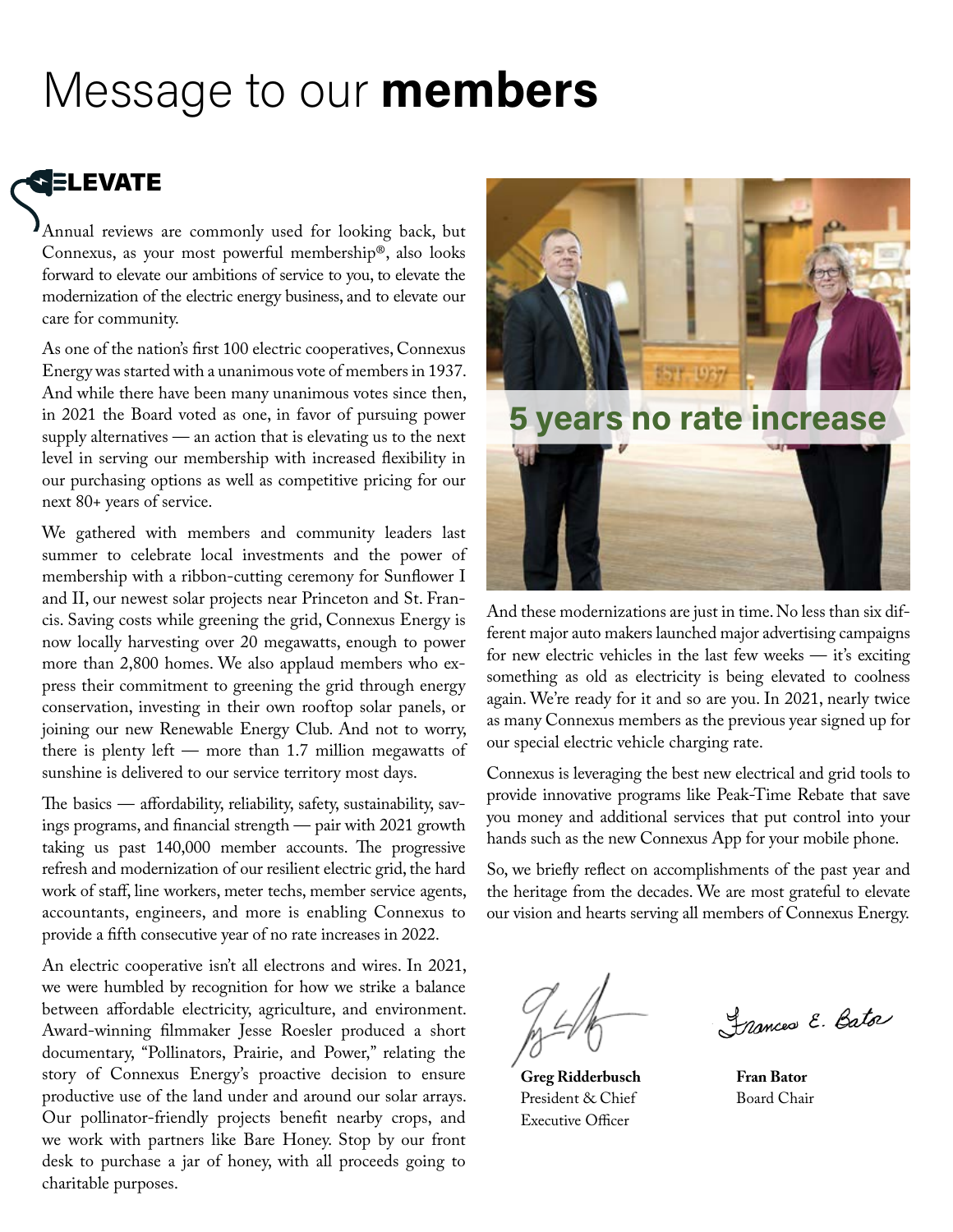# Message to our **members**

## ELEVATE

Annual reviews are commonly used for looking back, but Connexus, as your most powerful membership®, also looks forward to elevate our ambitions of service to you, to elevate the modernization of the electric energy business, and to elevate our care for community.

As one of the nation's first 100 electric cooperatives, Connexus Energy was started with a unanimous vote of members in 1937. And while there have been many unanimous votes since then, in 2021 the Board voted as one, in favor of pursuing power supply alternatives — an action that is elevating us to the next level in serving our membership with increased flexibility in our purchasing options as well as competitive pricing for our next 80+ years of service.

We gathered with members and community leaders last summer to celebrate local investments and the power of membership with a ribbon-cutting ceremony for Sunflower I and II, our newest solar projects near Princeton and St. Francis. Saving costs while greening the grid, Connexus Energy is now locally harvesting over 20 megawatts, enough to power more than 2,800 homes. We also applaud members who express their commitment to greening the grid through energy conservation, investing in their own rooftop solar panels, or joining our new Renewable Energy Club. And not to worry, there is plenty left — more than 1.7 million megawatts of sunshine is delivered to our service territory most days.

The basics — affordability, reliability, safety, sustainability, savings programs, and financial strength — pair with 2021 growth taking us past 140,000 member accounts. The progressive refresh and modernization of our resilient electric grid, the hard work of staff, line workers, meter techs, member service agents, accountants, engineers, and more is enabling Connexus to provide a fifth consecutive year of no rate increases in 2022.

An electric cooperative isn't all electrons and wires. In 2021, we were humbled by recognition for how we strike a balance between affordable electricity, agriculture, and environment. Award-winning filmmaker Jesse Roesler produced a short documentary, "Pollinators, Prairie, and Power," relating the story of Connexus Energy's proactive decision to ensure productive use of the land under and around our solar arrays. Our pollinator-friendly projects benefit nearby crops, and we work with partners like Bare Honey. Stop by our front desk to purchase a jar of honey, with all proceeds going to charitable purposes.

**5 years no rate increase**

And these modernizations are just in time. No less than six different major auto makers launched major advertising campaigns for new electric vehicles in the last few weeks — it's exciting something as old as electricity is being elevated to coolness again. We're ready for it and so are you. In 2021, nearly twice as many Connexus members as the previous year signed up for our special electric vehicle charging rate.

Connexus is leveraging the best new electrical and grid tools to provide innovative programs like Peak-Time Rebate that save you money and additional services that put control into your hands such as the new Connexus App for your mobile phone.

So, we briefly reflect on accomplishments of the past year and the heritage from the decades. We are most grateful to elevate our vision and hearts serving all members of Connexus Energy.

**Greg Ridderbusch**
President & Chief Executive Officer

**Fran Bator**
Board Chair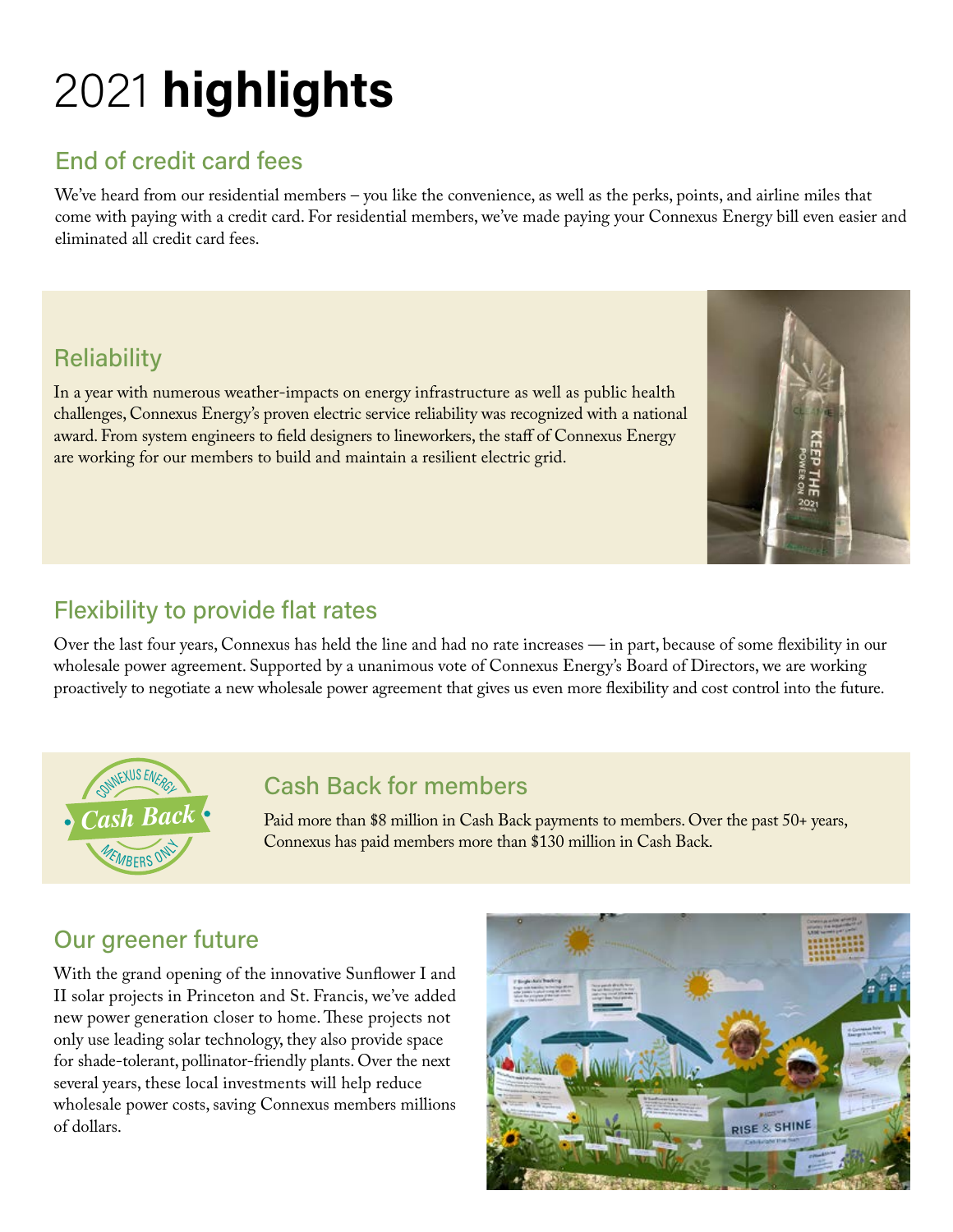# 2021 **highlights**

## End of credit card fees

We've heard from our residential members – you like the convenience, as well as the perks, points, and airline miles that come with paying with a credit card. For residential members, we've made paying your Connexus Energy bill even easier and eliminated all credit card fees.

## Reliability

In a year with numerous weather-impacts on energy infrastructure as well as public health challenges, Connexus Energy's proven electric service reliability was recognized with a national award. From system engineers to field designers to lineworkers, the staff of Connexus Energy are working for our members to build and maintain a resilient electric grid.

## Flexibility to provide flat rates

Over the last four years, Connexus has held the line and had no rate increases — in part, because of some flexibility in our wholesale power agreement. Supported by a unanimous vote of Connexus Energy's Board of Directors, we are working proactively to negotiate a new wholesale power agreement that gives us even more flexibility and cost control into the future.

## Cash Back for members

Paid more than $8 million in Cash Back payments to members. Over the past 50+ years, Connexus has paid members more than $130 million in Cash Back.

## Our greener future

With the grand opening of the innovative Sunflower I and II solar projects in Princeton and St. Francis, we've added new power generation closer to home. These projects not only use leading solar technology, they also provide space for shade-tolerant, pollinator-friendly plants. Over the next several years, these local investments will help reduce wholesale power costs, saving Connexus members millions of dollars.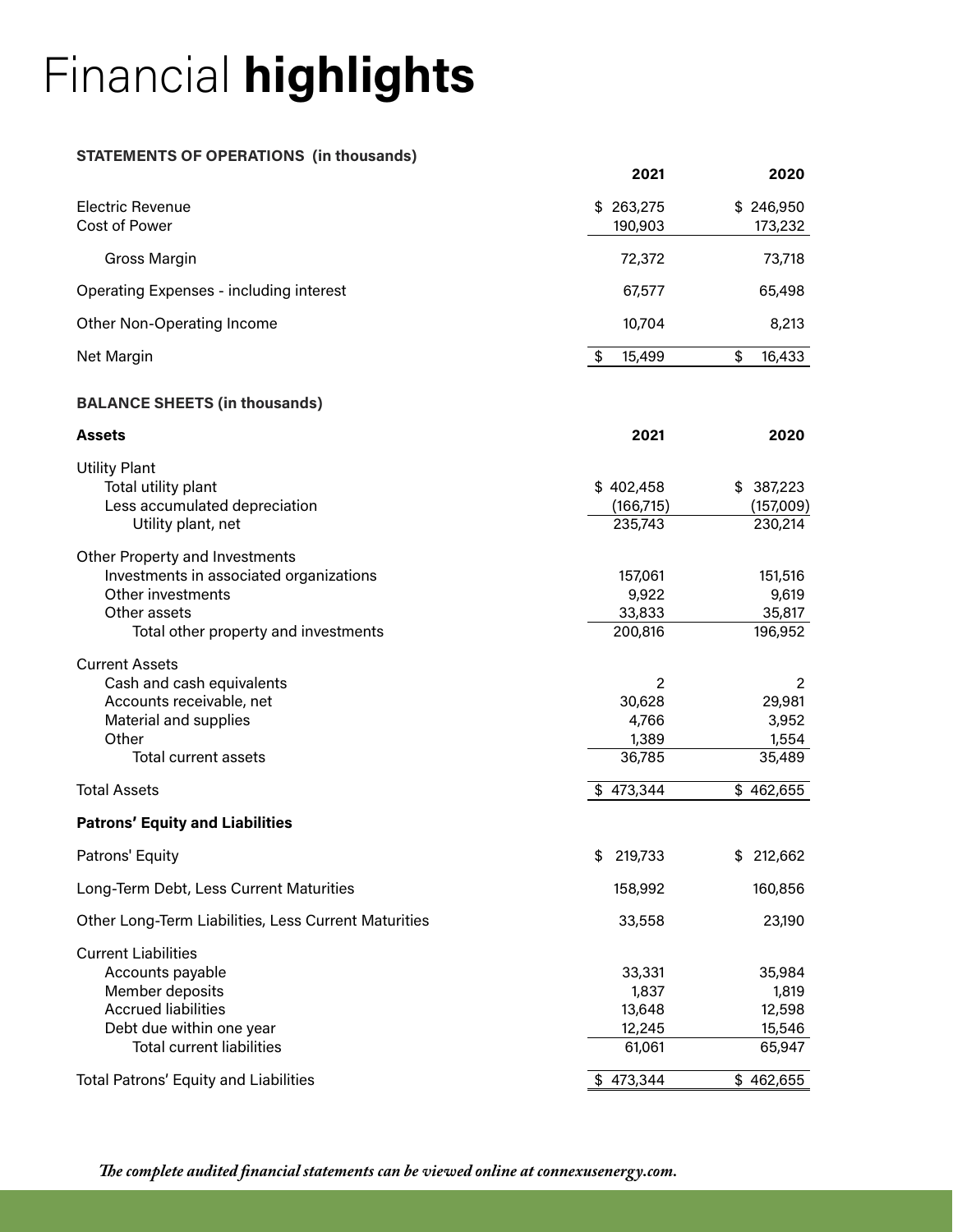# Financial **highlights**

**STATEMENTS OF OPERATIONS (in thousands)**

| | 2021 | 2020 |
|---|---|---|
| Electric Revenue | $ 263,275 | $ 246,950 |
| Cost of Power | 190,903 | 173,232 |
| Gross Margin | 72,372 | 73,718 |
| Operating Expenses - including interest | 67,577 | 65,498 |
| Other Non-Operating Income | 10,704 | 8,213 |
| Net Margin | $ 15,499 | $ 16,433 |

**BALANCE SHEETS (in thousands)**

| **Assets** | **2021** | **2020** |
|---|---|---|
| Utility Plant | | |
| Total utility plant | $ 402,458 | $ 387,223 |
| Less accumulated depreciation | (166,715) | (157,009) |
| Utility plant, net | 235,743 | 230,214 |
| Other Property and Investments | | |
| Investments in associated organizations | 157061 | 151,516 |
| Other investments | 9,922 | 9,619 |
| Other assets | 33,833 | 35,817 |
| Total other property and investments | 200,816 | 196,952 |
| Current Assets | | |
| Cash and cash equivalents | 2 | 2 |
| Accounts receivable, net | 30,628 | 29,981 |
| Material and supplies | 4,766 | 3,952 |
| Other | 1,389 | 1,554 |
| Total current assets | 36,785 | 35,489 |
| Total Assets | $ 473,344 | $ 462,655 |
| **Patrons' Equity and Liabilities** | | |
| Patrons' Equity | $ 219,733 | $ 212,662 |
| Long-Term Debt, Less Current Maturities | 158,992 | 160,856 |
| Other Long-Term Liabilities, Less Current Maturities | 33,558 | 23,190 |
| Current Liabilities | | |
| Accounts payable | 33,331 | 35,984 |
| Member deposits | 1,837 | 1,819 |
| Accrued liabilities | 13,648 | 12,598 |
| Debt due within one year | 12,245 | 15,546 |
| Total current liabilities | 61,061 | 65,947 |
| Total Patrons' Equity and Liabilities | $ 473,344 | $ 462,655 |

*The complete audited financial statements can be viewed online at connexusenergy.com.*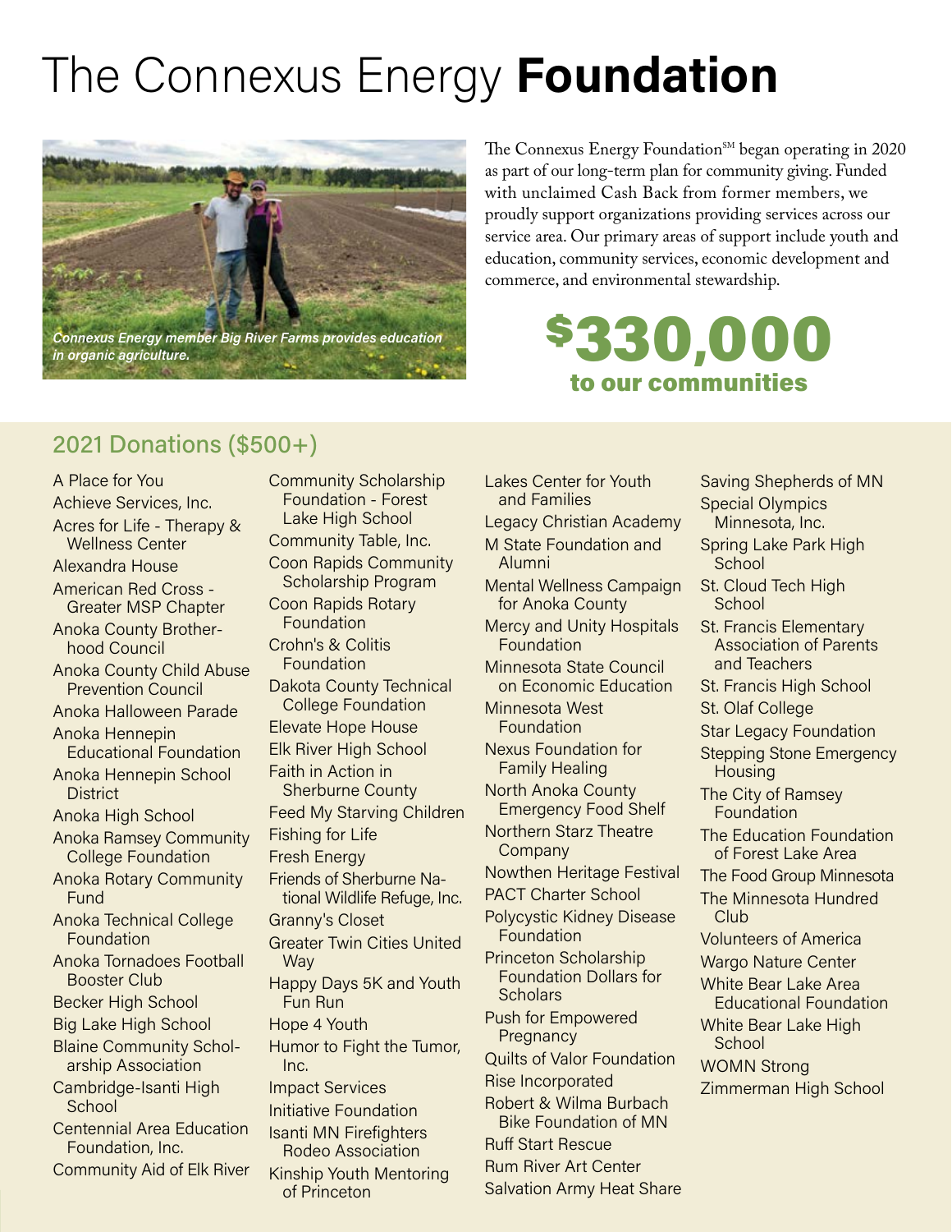# The Connexus Energy **Foundation**

*Connexus Energy member Big River Farms provides education in organic agriculture.*

The Connexus Energy Foundation℠ began operating in 2020 as part of our long-term plan for community giving. Funded with unclaimed Cash Back from former members, we proudly support organizations providing services across our service area. Our primary areas of support include youth and education, community services, economic development and commerce, and environmental stewardship.

**$330,000**
**to our communities**

## 2021 Donations ($500+)

- A Place for You
- Achieve Services, Inc.
- Acres for Life - Therapy & Wellness Center
- Alexandra House
- American Red Cross - Greater MSP Chapter
- Anoka County Brotherhood Council
- Anoka County Child Abuse Prevention Council
- Anoka Halloween Parade
- Anoka Hennepin Educational Foundation
- Anoka Hennepin School District
- Anoka High School
- Anoka Ramsey Community College Foundation
- Anoka Rotary Community Fund
- Anoka Technical College Foundation
- Anoka Tornadoes Football Booster Club
- Becker High School
- Big Lake High School
- Blaine Community Scholarship Association
- Cambridge-Isanti High School
- Centennial Area Education Foundation, Inc.
- Community Aid of Elk River
- Community Scholarship Foundation - Forest Lake High School
- Community Table, Inc.
- Coon Rapids Community Scholarship Program
- Coon Rapids Rotary Foundation
- Crohn's & Colitis Foundation
- Dakota County Technical College Foundation
- Elevate Hope House
- Elk River High School
- Faith in Action in Sherburne County
- Feed My Starving Children
- Fishing for Life
- Fresh Energy
- Friends of Sherburne National Wildlife Refuge, Inc.
- Granny's Closet
- Greater Twin Cities United Way
- Happy Days 5K and Youth Fun Run
- Hope 4 Youth
- Humor to Fight the Tumor, Inc.
- Impact Services
- Initiative Foundation
- Isanti MN Firefighters Rodeo Association
- Kinship Youth Mentoring of Princeton
- Lakes Center for Youth and Families
- Legacy Christian Academy
- M State Foundation and Alumni
- Mental Wellness Campaign for Anoka County
- Mercy and Unity Hospitals Foundation
- Minnesota State Council on Economic Education
- Minnesota West Foundation
- Nexus Foundation for Family Healing
- North Anoka County Emergency Food Shelf
- Northern Starz Theatre Company
- Nowthen Heritage Festival
- PACT Charter School
- Polycystic Kidney Disease Foundation
- Princeton Scholarship Foundation Dollars for Scholars
- Push for Empowered Pregnancy
- Quilts of Valor Foundation
- Rise Incorporated
- Robert & Wilma Burbach Bike Foundation of MN
- Ruff Start Rescue
- Rum River Art Center
- Salvation Army Heat Share
- Saving Shepherds of MN
- Special Olympics Minnesota, Inc.
- Spring Lake Park High School
- St. Cloud Tech High School
- St. Francis Elementary Association of Parents and Teachers
- St. Francis High School
- St. Olaf College
- Star Legacy Foundation
- Stepping Stone Emergency Housing
- The City of Ramsey Foundation
- The Education Foundation of Forest Lake Area
- The Food Group Minnesota
- The Minnesota Hundred Club
- Volunteers of America
- Wargo Nature Center
- White Bear Lake Area Educational Foundation
- White Bear Lake High School
- WOMN Strong
- Zimmerman High School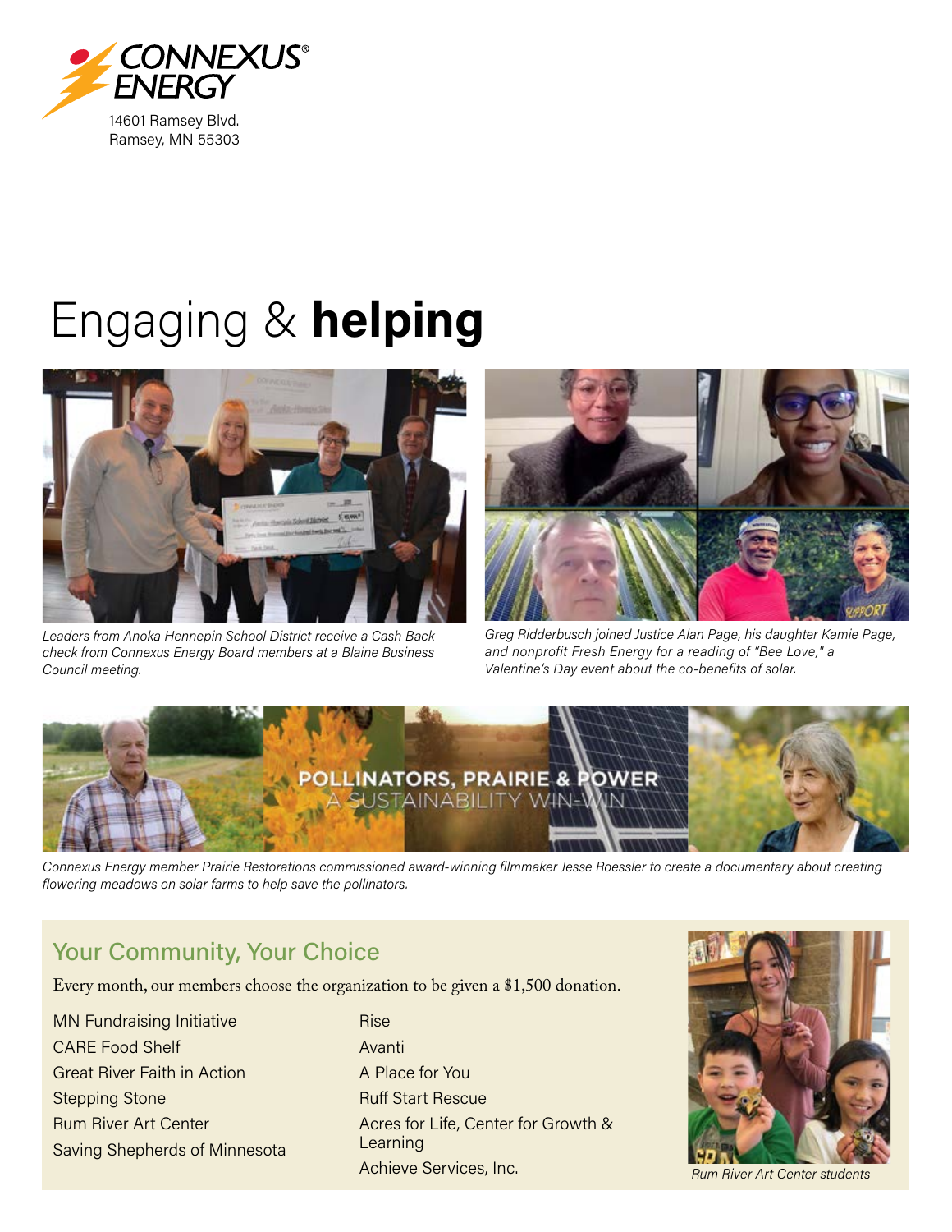CONNEXUS® ENERGY

14601 Ramsey Blvd.
Ramsey, MN 55303

# Engaging & **helping**

*Leaders from Anoka Hennepin School District receive a Cash Back check from Connexus Energy Board members at a Blaine Business Council meeting.*

*Greg Ridderbusch joined Justice Alan Page, his daughter Kamie Page, and nonprofit Fresh Energy for a reading of "Bee Love," a Valentine's Day event about the co-benefits of solar.*

POLLINATORS, PRAIRIE & POWER
A SUSTAINABILITY WIN-WIN

*Connexus Energy member Prairie Restorations commissioned award-winning filmmaker Jesse Roessler to create a documentary about creating flowering meadows on solar farms to help save the pollinators.*

## Your Community, Your Choice

Every month, our members choose the organization to be given a $1,500 donation.

- MN Fundraising Initiative
- CARE Food Shelf
- Great River Faith in Action
- Stepping Stone
- Rum River Art Center
- Saving Shepherds of Minnesota
- Rise
- Avanti
- A Place for You
- Ruff Start Rescue
- Acres for Life, Center for Growth & Learning
- Achieve Services, Inc.

*Rum River Art Center students*